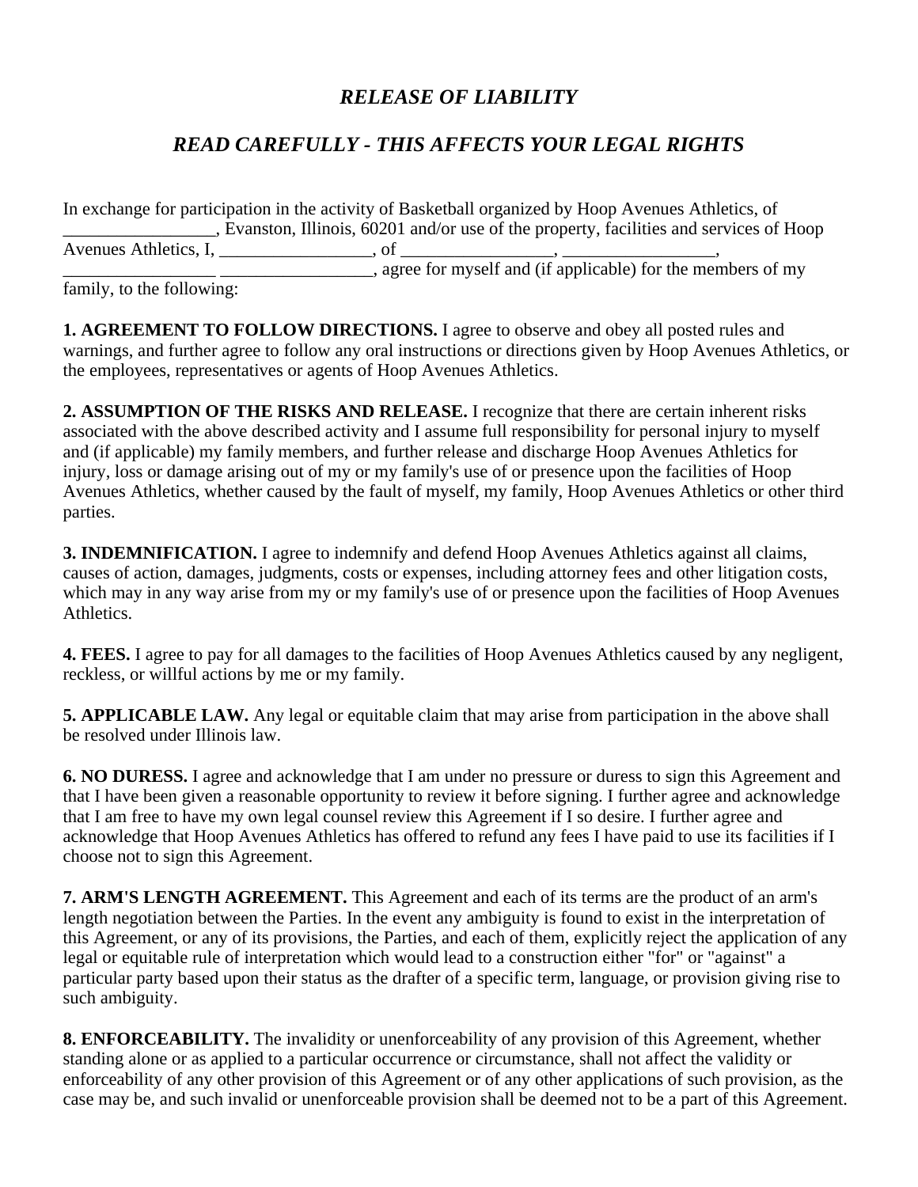# *RELEASE OF LIABILITY*

## *READ CAREFULLY - THIS AFFECTS YOUR LEGAL RIGHTS*

In exchange for participation in the activity of Basketball organized by Hoop Avenues Athletics, of _________________, Evanston, Illinois, 60201 and/or use of the property, facilities and services of Hoop Avenues Athletics, I, _________________, of _________________, _________________, _________________ _________________, agree for myself and (if applicable) for the members of my family, to the following:

**1. AGREEMENT TO FOLLOW DIRECTIONS.** I agree to observe and obey all posted rules and warnings, and further agree to follow any oral instructions or directions given by Hoop Avenues Athletics, or the employees, representatives or agents of Hoop Avenues Athletics.

**2. ASSUMPTION OF THE RISKS AND RELEASE.** I recognize that there are certain inherent risks associated with the above described activity and I assume full responsibility for personal injury to myself and (if applicable) my family members, and further release and discharge Hoop Avenues Athletics for injury, loss or damage arising out of my or my family's use of or presence upon the facilities of Hoop Avenues Athletics, whether caused by the fault of myself, my family, Hoop Avenues Athletics or other third parties.

**3. INDEMNIFICATION.** I agree to indemnify and defend Hoop Avenues Athletics against all claims, causes of action, damages, judgments, costs or expenses, including attorney fees and other litigation costs, which may in any way arise from my or my family's use of or presence upon the facilities of Hoop Avenues Athletics.

**4. FEES.** I agree to pay for all damages to the facilities of Hoop Avenues Athletics caused by any negligent, reckless, or willful actions by me or my family.

**5. APPLICABLE LAW.** Any legal or equitable claim that may arise from participation in the above shall be resolved under Illinois law.

**6. NO DURESS.** I agree and acknowledge that I am under no pressure or duress to sign this Agreement and that I have been given a reasonable opportunity to review it before signing. I further agree and acknowledge that I am free to have my own legal counsel review this Agreement if I so desire. I further agree and acknowledge that Hoop Avenues Athletics has offered to refund any fees I have paid to use its facilities if I choose not to sign this Agreement.

**7. ARM'S LENGTH AGREEMENT.** This Agreement and each of its terms are the product of an arm's length negotiation between the Parties. In the event any ambiguity is found to exist in the interpretation of this Agreement, or any of its provisions, the Parties, and each of them, explicitly reject the application of any legal or equitable rule of interpretation which would lead to a construction either "for" or "against" a particular party based upon their status as the drafter of a specific term, language, or provision giving rise to such ambiguity.

**8. ENFORCEABILITY.** The invalidity or unenforceability of any provision of this Agreement, whether standing alone or as applied to a particular occurrence or circumstance, shall not affect the validity or enforceability of any other provision of this Agreement or of any other applications of such provision, as the case may be, and such invalid or unenforceable provision shall be deemed not to be a part of this Agreement.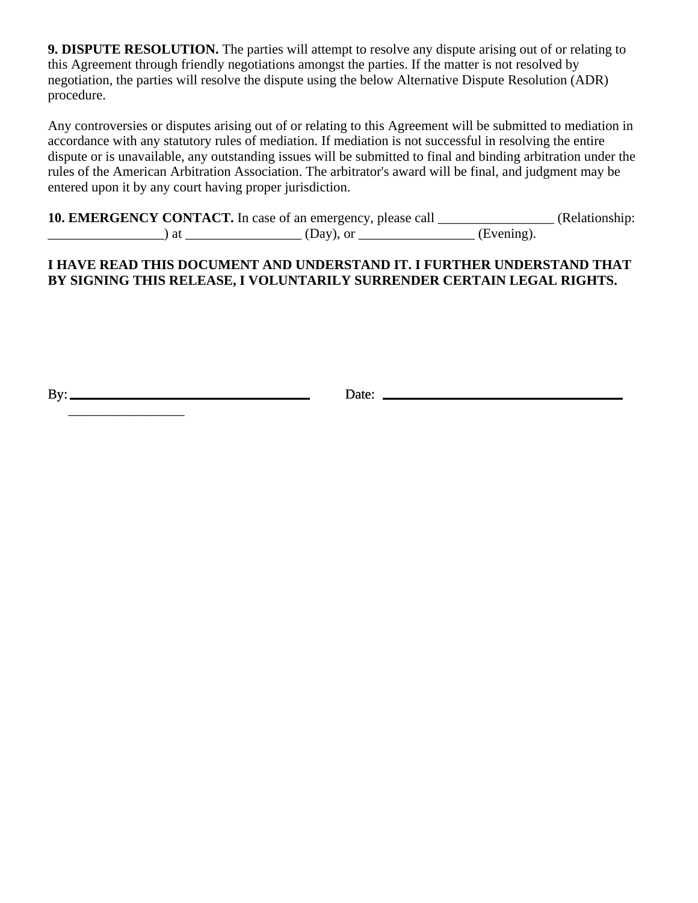**9. DISPUTE RESOLUTION.** The parties will attempt to resolve any dispute arising out of or relating to this Agreement through friendly negotiations amongst the parties. If the matter is not resolved by negotiation, the parties will resolve the dispute using the below Alternative Dispute Resolution (ADR) procedure.

Any controversies or disputes arising out of or relating to this Agreement will be submitted to mediation in accordance with any statutory rules of mediation. If mediation is not successful in resolving the entire dispute or is unavailable, any outstanding issues will be submitted to final and binding arbitration under the rules of the American Arbitration Association. The arbitrator's award will be final, and judgment may be entered upon it by any court having proper jurisdiction.

**10. EMERGENCY CONTACT.** In case of an emergency, please call _________________ (Relationship: _________________) at _________________ (Day), or _________________ (Evening).

**I HAVE READ THIS DOCUMENT AND UNDERSTAND IT. I FURTHER UNDERSTAND THAT BY SIGNING THIS RELEASE, I VOLUNTARILY SURRENDER CERTAIN LEGAL RIGHTS.**

By: ___________________________________ Date: ___________________________________

_________________